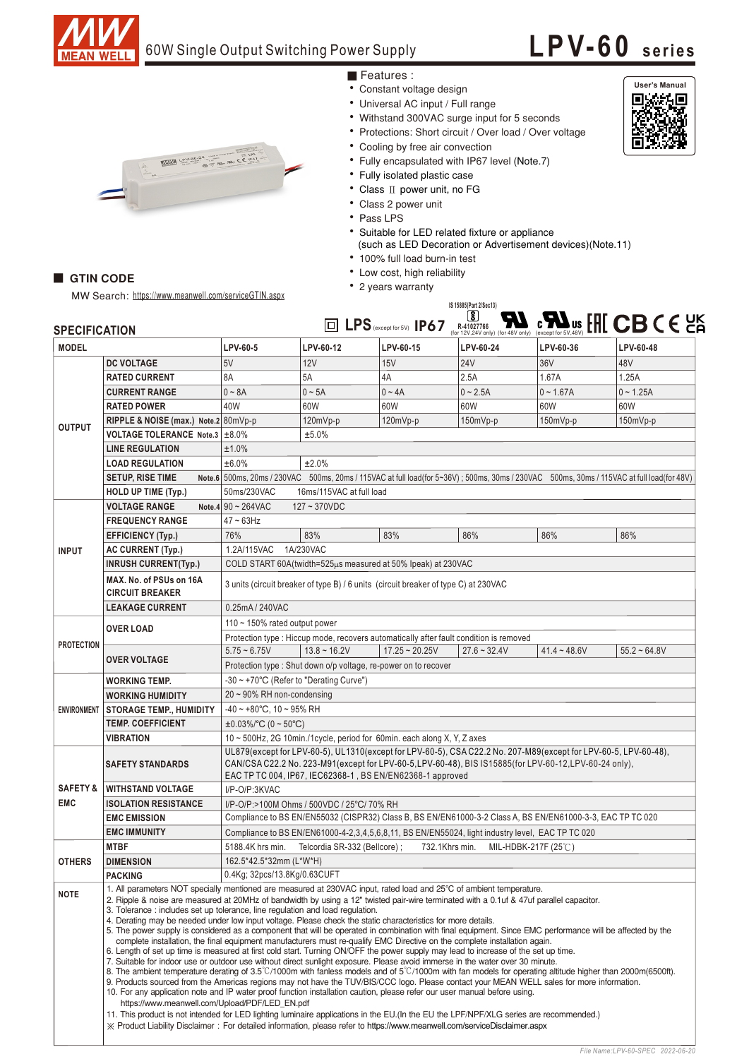# MEAN WELL

## 60W Single Output Switching Power Supply

# LPV-60 series

User's Manual

### Features :

- Constant voltage design
- Universal AC input / Full range
- Withstand 300VAC surge input for 5 seconds
- Protections: Short circuit / Over load / Over voltage
- Cooling by free air convection
- Fully encapsulated with IP67 level (Note.7)
- Fully isolated plastic case
- Class Ⅱ power unit, no FG
- Class 2 power unit
- Pass LPS
- Suitable for LED related fixture or appliance (such as LED Decoration or Advertisement devices)(Note.11)
- 100% full load burn-in test
- Low cost, high reliability
- 2 years warranty

## GTIN CODE

MW Search: https://www.meanwell.com/serviceGTIN.aspx

LPS (except for 5V) IP67 IS 15885(Part 2/Sec13) R-41027766 (for 12V,24V only) (for 48V only) (except for 5V,48V) EAC CB CE UK CA

## SPECIFICATION

| MODEL | | LPV-60-5 | LPV-60-12 | LPV-60-15 | LPV-60-24 | LPV-60-36 | LPV-60-48 |
|---|---|---|---|---|---|---|---|
| OUTPUT | DC VOLTAGE | 5V | 12V | 15V | 24V | 36V | 48V |
| | RATED CURRENT | 8A | 5A | 4A | 2.5A | 1.67A | 1.25A |
| | CURRENT RANGE | 0 ~ 8A | 0 ~ 5A | 0 ~ 4A | 0 ~ 2.5A | 0 ~ 1.67A | 0 ~ 1.25A |
| | RATED POWER | 40W | 60W | 60W | 60W | 60W | 60W |
| | RIPPLE & NOISE (max.) Note.2 | 80mVp-p | 120mVp-p | 120mVp-p | 150mVp-p | 150mVp-p | 150mVp-p |
| | VOLTAGE TOLERANCE Note.3 | ±8.0% | ±5.0% | | | | |
| | LINE REGULATION | ±1.0% | | | | | |
| | LOAD REGULATION | ±6.0% | ±2.0% | | | | |
| | SETUP, RISE TIME Note.6 | 500ms, 20ms / 230VAC 500ms, 20ms / 115VAC at full load(for 5~36V) ; 500ms, 30ms / 230VAC 500ms, 30ms / 115VAC at full load(for 48V) | | | | | |
| | HOLD UP TIME (Typ.) | 50ms/230VAC 16ms/115VAC at full load | | | | | |
| INPUT | VOLTAGE RANGE Note.4 | 90 ~ 264VAC 127 ~ 370VDC | | | | | |
| | FREQUENCY RANGE | 47 ~ 63Hz | | | | | |
| | EFFICIENCY (Typ.) | 76% | 83% | 83% | 86% | 86% | 86% |
| | AC CURRENT (Typ.) | 1.2A/115VAC 1A/230VAC | | | | | |
| | INRUSH CURRENT(Typ.) | COLD START 60A(twidth=525μs measured at 50% Ipeak) at 230VAC | | | | | |
| | MAX. No. of PSUs on 16A CIRCUIT BREAKER | 3 units (circuit breaker of type B) / 6 units (circuit breaker of type C) at 230VAC | | | | | |
| | LEAKAGE CURRENT | 0.25mA / 240VAC | | | | | |
| PROTECTION | OVER LOAD | 110 ~ 150% rated output power | | | | | |
| | | Protection type : Hiccup mode, recovers automatically after fault condition is removed | | | | | |
| | OVER VOLTAGE | 5.75 ~ 6.75V | 13.8 ~ 16.2V | 17.25 ~ 20.25V | 27.6 ~ 32.4V | 41.4 ~ 48.6V | 55.2 ~ 64.8V |
| | | Protection type : Shut down o/p voltage, re-power on to recover | | | | | |
| ENVIRONMENT | WORKING TEMP. | -30 ~ +70℃ (Refer to "Derating Curve") | | | | | |
| | WORKING HUMIDITY | 20 ~ 90% RH non-condensing | | | | | |
| | STORAGE TEMP., HUMIDITY | -40 ~ +80℃, 10 ~ 95% RH | | | | | |
| | TEMP. COEFFICIENT | ±0.03%/℃ (0 ~ 50℃) | | | | | |
| | VIBRATION | 10 ~ 500Hz, 2G 10min./1cycle, period for 60min. each along X, Y, Z axes | | | | | |
| SAFETY & EMC | SAFETY STANDARDS | UL879(except for LPV-60-5), UL1310(except for LPV-60-5), CSA C22.2 No. 207-M89(except for LPV-60-5, LPV-60-48), CAN/CSA C22.2 No. 223-M91(except for LPV-60-5,LPV-60-48), BIS IS15885(for LPV-60-12,LPV-60-24 only), EAC TP TC 004, IP67, IEC62368-1 , BS EN/EN62368-1 approved | | | | | |
| | WITHSTAND VOLTAGE | I/P-O/P:3KVAC | | | | | |
| | ISOLATION RESISTANCE | I/P-O/P:>100M Ohms / 500VDC / 25℃/ 70% RH | | | | | |
| | EMC EMISSION | Compliance to BS EN/EN55032 (CISPR32) Class B, BS EN/EN61000-3-2 Class A, BS EN/EN61000-3-3, EAC TP TC 020 | | | | | |
| | EMC IMMUNITY | Compliance to BS EN/EN61000-4-2,3,4,5,6,8,11, BS EN/EN55024, light industry level, EAC TP TC 020 | | | | | |
| OTHERS | MTBF | 5188.4K hrs min. Telcordia SR-332 (Bellcore) ; 732.1Khrs min. MIL-HDBK-217F (25℃) | | | | | |
| | DIMENSION | 162.5*42.5*32mm (L*W*H) | | | | | |
| | PACKING | 0.4Kg; 32pcs/13.8Kg/0.63CUFT | | | | | |

**NOTE**

1. All parameters NOT specially mentioned are measured at 230VAC input, rated load and 25℃ of ambient temperature.
2. Ripple & noise are measured at 20MHz of bandwidth by using a 12" twisted pair-wire terminated with a 0.1uf & 47uf parallel capacitor.
3. Tolerance : includes set up tolerance, line regulation and load regulation.
4. Derating may be needed under low input voltage. Please check the static characteristics for more details.
5. The power supply is considered as a component that will be operated in combination with final equipment. Since EMC performance will be affected by the complete installation, the final equipment manufacturers must re-qualify EMC Directive on the complete installation again.
6. Length of set up time is measured at first cold start. Turning ON/OFF the power supply may lead to increase of the set up time.
7. Suitable for indoor use or outdoor use without direct sunlight exposure. Please avoid immerse in the water over 30 minute.
8. The ambient temperature derating of 3.5℃/1000m with fanless models and of 5℃/1000m with fan models for operating altitude higher than 2000m(6500ft).
9. Products sourced from the Americas regions may not have the TUV/BIS/CCC logo. Please contact your MEAN WELL sales for more information.
10. For any application note and IP water proof function installation caution, please refer our user manual before using. https://www.meanwell.com/Upload/PDF/LED_EN.pdf
11. This product is not intended for LED lighting luminaire applications in the EU.(In the EU the LPF/NPF/XLG series are recommended.)

※ Product Liability Disclaimer：For detailed information, please refer to https://www.meanwell.com/serviceDisclaimer.aspx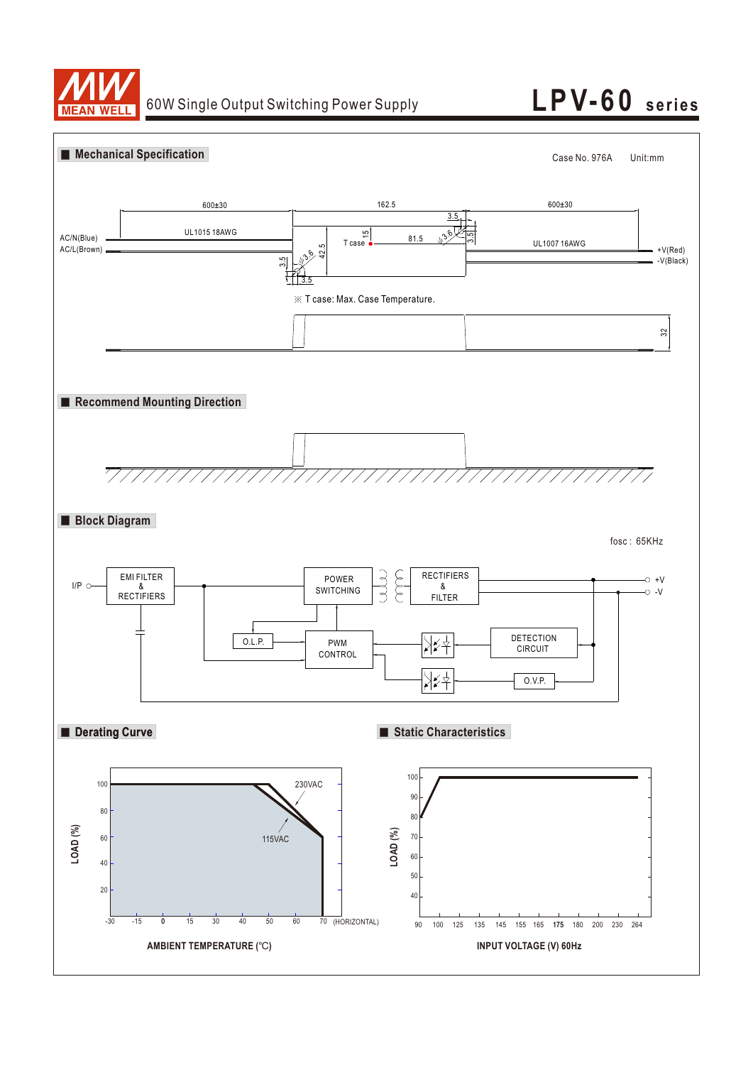60W Single Output Switching Power Supply

# LPV-60 series

## Mechanical Specification

Case No. 976A Unit:mm

600±30
162.5
600±30
UL1015 18AWG
AC/N(Blue)
AC/L(Brown)
3.5
ø3.6
42.5
15
T case
81.5
3.5
ø3.6
3.5
UL1007 16AWG
+V(Red)
-V(Black)
3.5

※ T case: Max. Case Temperature.

32

## Recommend Mounting Direction

## Block Diagram

fosc : 65KHz

I/P
EMI FILTER & RECTIFIERS
POWER SWITCHING
RECTIFIERS & FILTER
+V
-V
O.L.P.
PWM CONTROL
DETECTION CIRCUIT
O.V.P.

## Derating Curve

LOAD (%)
100
80
60
40
20
230VAC
115VAC
-30 -15 0 15 30 40 50 60 70 (HORIZONTAL)
AMBIENT TEMPERATURE (℃)

## Static Characteristics

LOAD (%)
100
90
80
70
60
50
40
90 100 125 135 145 155 165 175 180 200 230 264
INPUT VOLTAGE (V) 60Hz